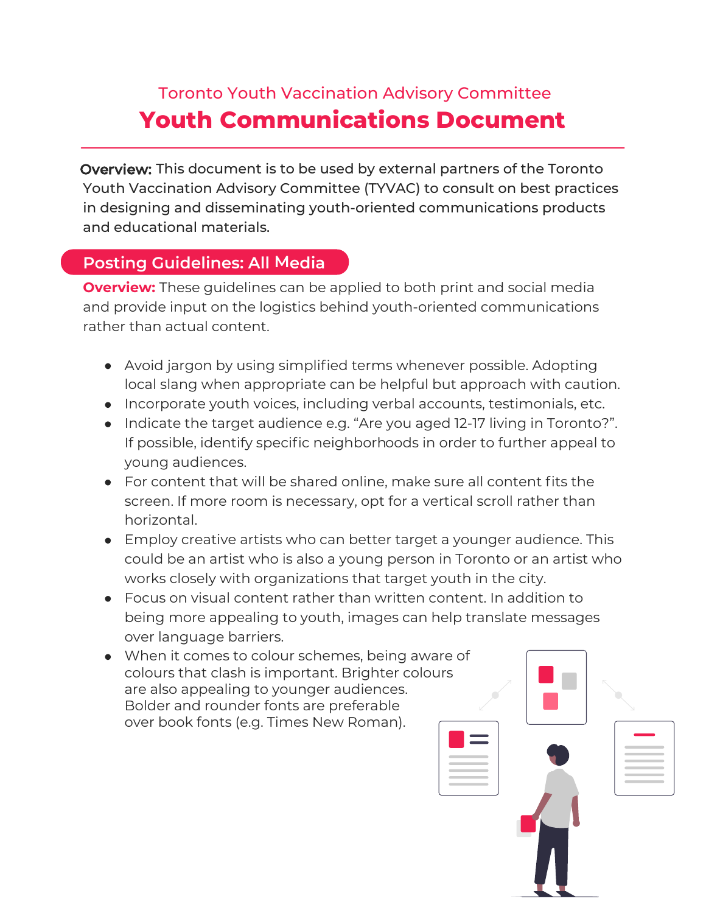Toronto Youth Vaccination Advisory Committee

# Youth Communications Document

**Overview:** This document is to be used by external partners of the Toronto Youth Vaccination Advisory Committee (TYVAC) to consult on best practices in designing and disseminating youth-oriented communications products and educational materials.

## Posting Guidelines: All Media

**Overview:** These guidelines can be applied to both print and social media and provide input on the logistics behind youth-oriented communications rather than actual content.

- Avoid jargon by using simplified terms whenever possible. Adopting local slang when appropriate can be helpful but approach with caution.
- Incorporate youth voices, including verbal accounts, testimonials, etc.
- Indicate the target audience e.g. "Are you aged 12-17 living in Toronto?". If possible, identify specific neighborhoods in order to further appeal to young audiences.
- For content that will be shared online, make sure all content fits the screen. If more room is necessary, opt for a vertical scroll rather than horizontal.
- Employ creative artists who can better target a younger audience. This could be an artist who is also a young person in Toronto or an artist who works closely with organizations that target youth in the city.
- Focus on visual content rather than written content. In addition to being more appealing to youth, images can help translate messages over language barriers.
- When it comes to colour schemes, being aware of colours that clash is important. Brighter colours are also appealing to younger audiences. Bolder and rounder fonts are preferable over book fonts (e.g. Times New Roman).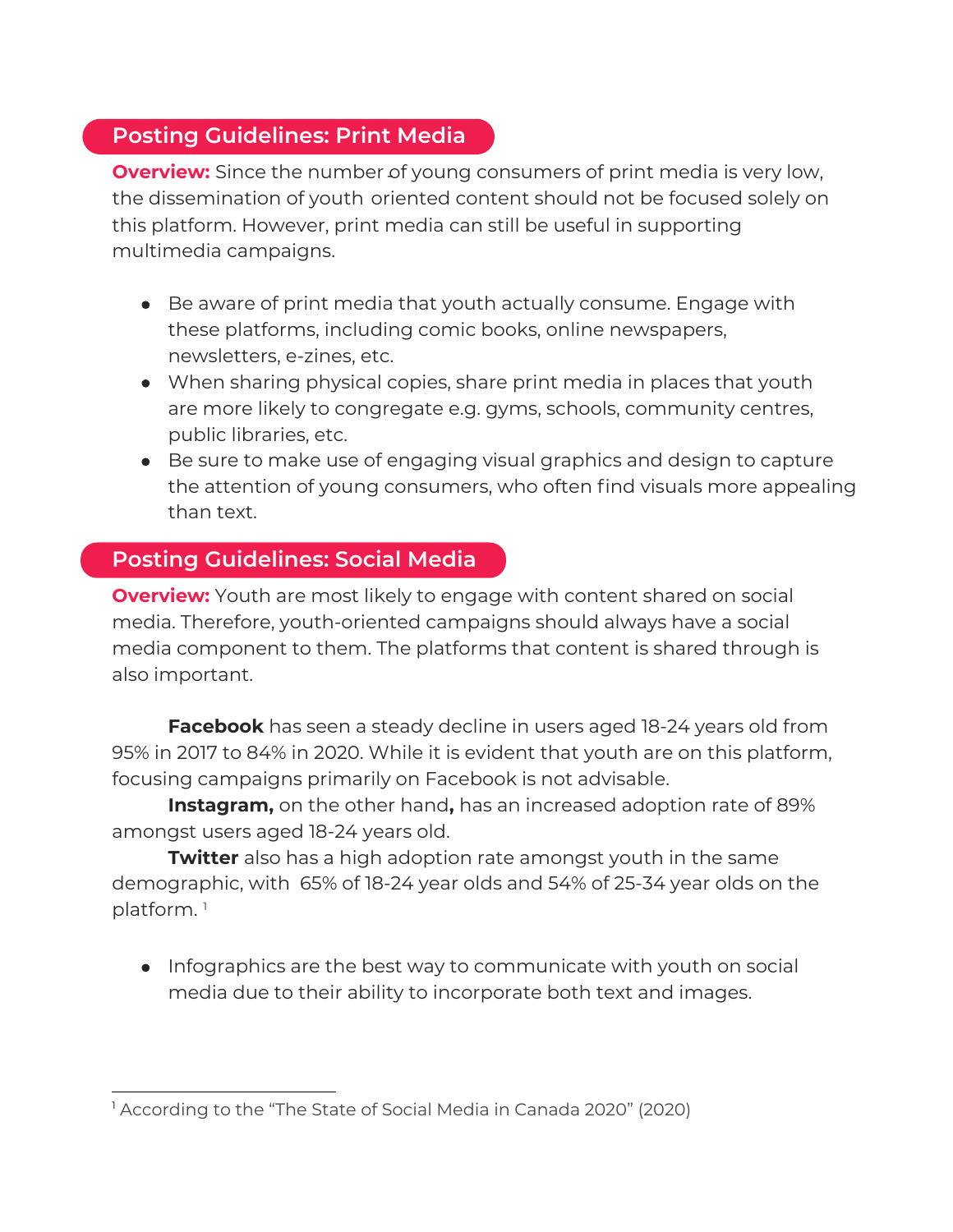## Posting Guidelines: Print Media

**Overview:** Since the number of young consumers of print media is very low, the dissemination of youth oriented content should not be focused solely on this platform. However, print media can still be useful in supporting multimedia campaigns.

- Be aware of print media that youth actually consume. Engage with these platforms, including comic books, online newspapers, newsletters, e-zines, etc.
- When sharing physical copies, share print media in places that youth are more likely to congregate e.g. gyms, schools, community centres, public libraries, etc.
- Be sure to make use of engaging visual graphics and design to capture the attention of young consumers, who often find visuals more appealing than text.

## Posting Guidelines: Social Media

**Overview:** Youth are most likely to engage with content shared on social media. Therefore, youth-oriented campaigns should always have a social media component to them. The platforms that content is shared through is also important.

**Facebook** has seen a steady decline in users aged 18-24 years old from 95% in 2017 to 84% in 2020. While it is evident that youth are on this platform, focusing campaigns primarily on Facebook is not advisable.

**Instagram,** on the other hand**,** has an increased adoption rate of 89% amongst users aged 18-24 years old.

**Twitter** also has a high adoption rate amongst youth in the same demographic, with 65% of 18-24 year olds and 54% of 25-34 year olds on the platform. [1]

- Infographics are the best way to communicate with youth on social media due to their ability to incorporate both text and images.

---

[1] According to the "The State of Social Media in Canada 2020" (2020)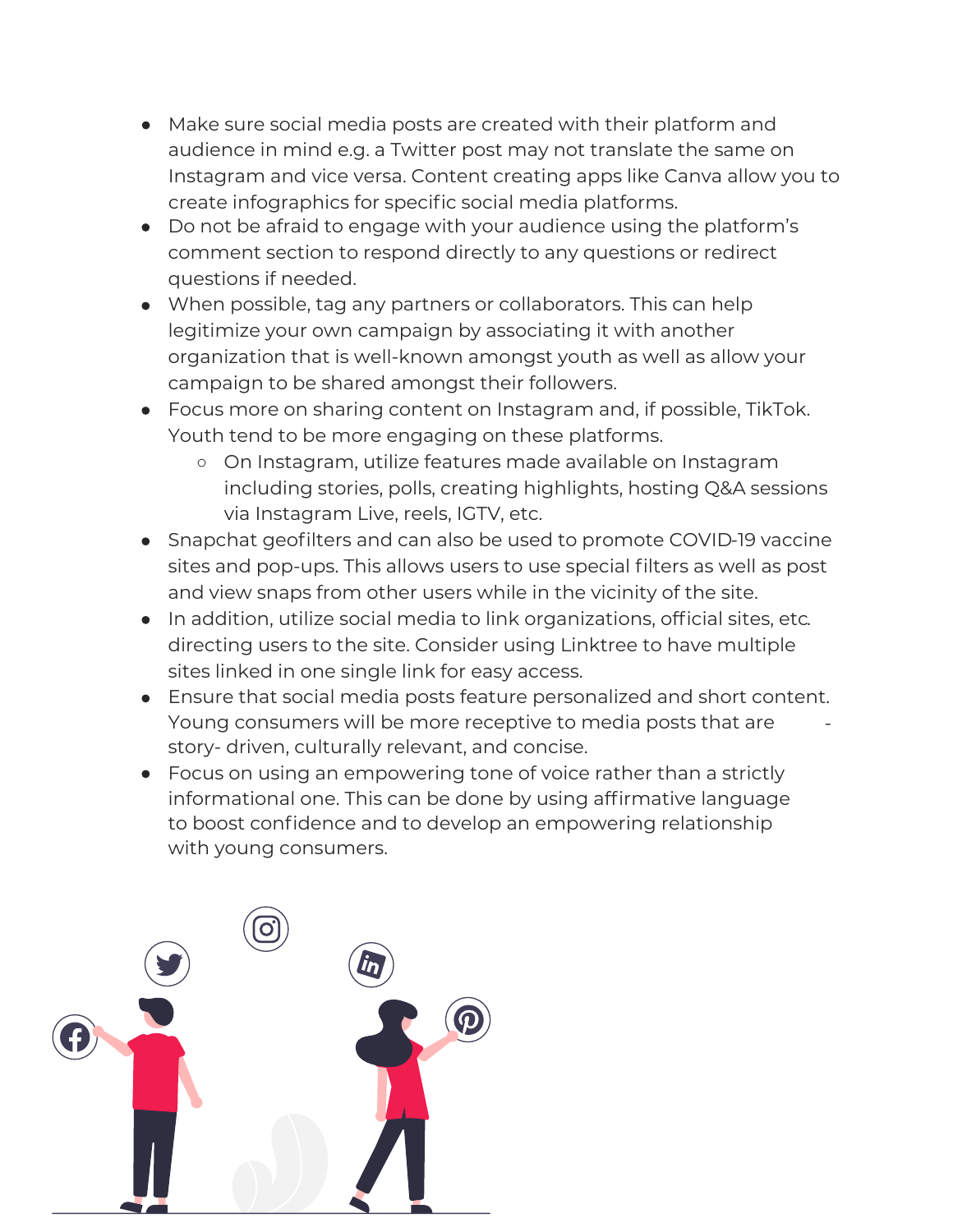- Make sure social media posts are created with their platform and audience in mind e.g. a Twitter post may not translate the same on Instagram and vice versa. Content creating apps like Canva allow you to create infographics for specific social media platforms.
- Do not be afraid to engage with your audience using the platform's comment section to respond directly to any questions or redirect questions if needed.
- When possible, tag any partners or collaborators. This can help legitimize your own campaign by associating it with another organization that is well-known amongst youth as well as allow your campaign to be shared amongst their followers.
- Focus more on sharing content on Instagram and, if possible, TikTok. Youth tend to be more engaging on these platforms.
  - On Instagram, utilize features made available on Instagram including stories, polls, creating highlights, hosting Q&A sessions via Instagram Live, reels, IGTV, etc.
- Snapchat geofilters and can also be used to promote COVID-19 vaccine sites and pop-ups. This allows users to use special filters as well as post and view snaps from other users while in the vicinity of the site.
- In addition, utilize social media to link organizations, official sites, etc. directing users to the site. Consider using Linktree to have multiple sites linked in one single link for easy access.
- Ensure that social media posts feature personalized and short content. Young consumers will be more receptive to media posts that are - story- driven, culturally relevant, and concise.
- Focus on using an empowering tone of voice rather than a strictly informational one. This can be done by using affirmative language to boost confidence and to develop an empowering relationship with young consumers.